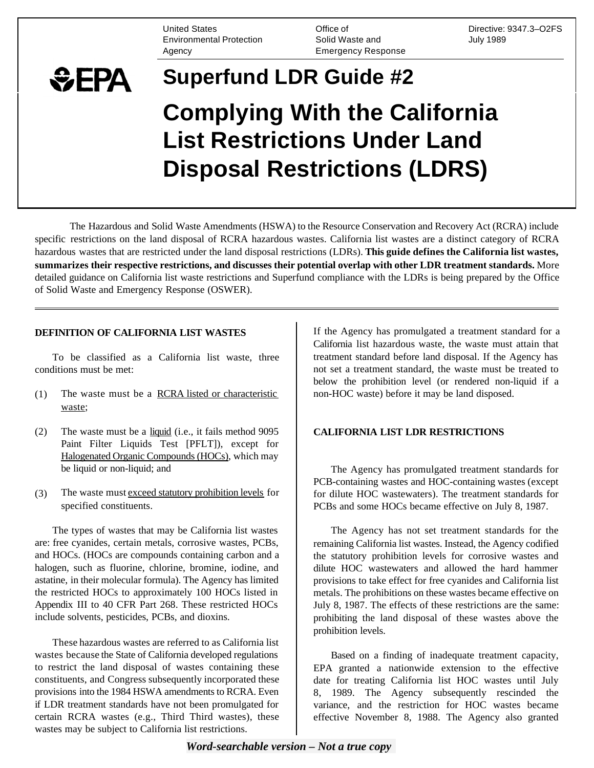United States Environmental Protection Agency

Office of Solid Waste and Emergency Response

Directive: 9347.3–O2FS
July 1989

# Superfund LDR Guide #2

# Complying With the California List Restrictions Under Land Disposal Restrictions (LDRS)

The Hazardous and Solid Waste Amendments (HSWA) to the Resource Conservation and Recovery Act (RCRA) include specific restrictions on the land disposal of RCRA hazardous wastes. California list wastes are a distinct category of RCRA hazardous wastes that are restricted under the land disposal restrictions (LDRs). **This guide defines the California list wastes, summarizes their respective restrictions, and discusses their potential overlap with other LDR treatment standards.** More detailed guidance on California list waste restrictions and Superfund compliance with the LDRs is being prepared by the Office of Solid Waste and Emergency Response (OSWER).

---

## DEFINITION OF CALIFORNIA LIST WASTES

To be classified as a California list waste, three conditions must be met:

(1) The waste must be a RCRA listed or characteristic waste;

(2) The waste must be a liquid (i.e., it fails method 9095 Paint Filter Liquids Test [PFLT]), except for Halogenated Organic Compounds (HOCs), which may be liquid or non-liquid; and

(3) The waste must exceed statutory prohibition levels for specified constituents.

The types of wastes that may be California list wastes are: free cyanides, certain metals, corrosive wastes, PCBs, and HOCs. (HOCs are compounds containing carbon and a halogen, such as fluorine, chlorine, bromine, iodine, and astatine, in their molecular formula). The Agency has limited the restricted HOCs to approximately 100 HOCs listed in Appendix III to 40 CFR Part 268. These restricted HOCs include solvents, pesticides, PCBs, and dioxins.

These hazardous wastes are referred to as California list wastes because the State of California developed regulations to restrict the land disposal of wastes containing these constituents, and Congress subsequently incorporated these provisions into the 1984 HSWA amendments to RCRA. Even if LDR treatment standards have not been promulgated for certain RCRA wastes (e.g., Third Third wastes), these wastes may be subject to California list restrictions.

If the Agency has promulgated a treatment standard for a California list hazardous waste, the waste must attain that treatment standard before land disposal. If the Agency has not set a treatment standard, the waste must be treated to below the prohibition level (or rendered non-liquid if a non-HOC waste) before it may be land disposed.

## CALIFORNIA LIST LDR RESTRICTIONS

The Agency has promulgated treatment standards for PCB-containing wastes and HOC-containing wastes (except for dilute HOC wastewaters). The treatment standards for PCBs and some HOCs became effective on July 8, 1987.

The Agency has not set treatment standards for the remaining California list wastes. Instead, the Agency codified the statutory prohibition levels for corrosive wastes and dilute HOC wastewaters and allowed the hard hammer provisions to take effect for free cyanides and California list metals. The prohibitions on these wastes became effective on July 8, 1987. The effects of these restrictions are the same: prohibiting the land disposal of these wastes above the prohibition levels.

Based on a finding of inadequate treatment capacity, EPA granted a nationwide extension to the effective date for treating California list HOC wastes until July 8, 1989. The Agency subsequently rescinded the variance, and the restriction for HOC wastes became effective November 8, 1988. The Agency also granted

***Word-searchable version – Not a true copy***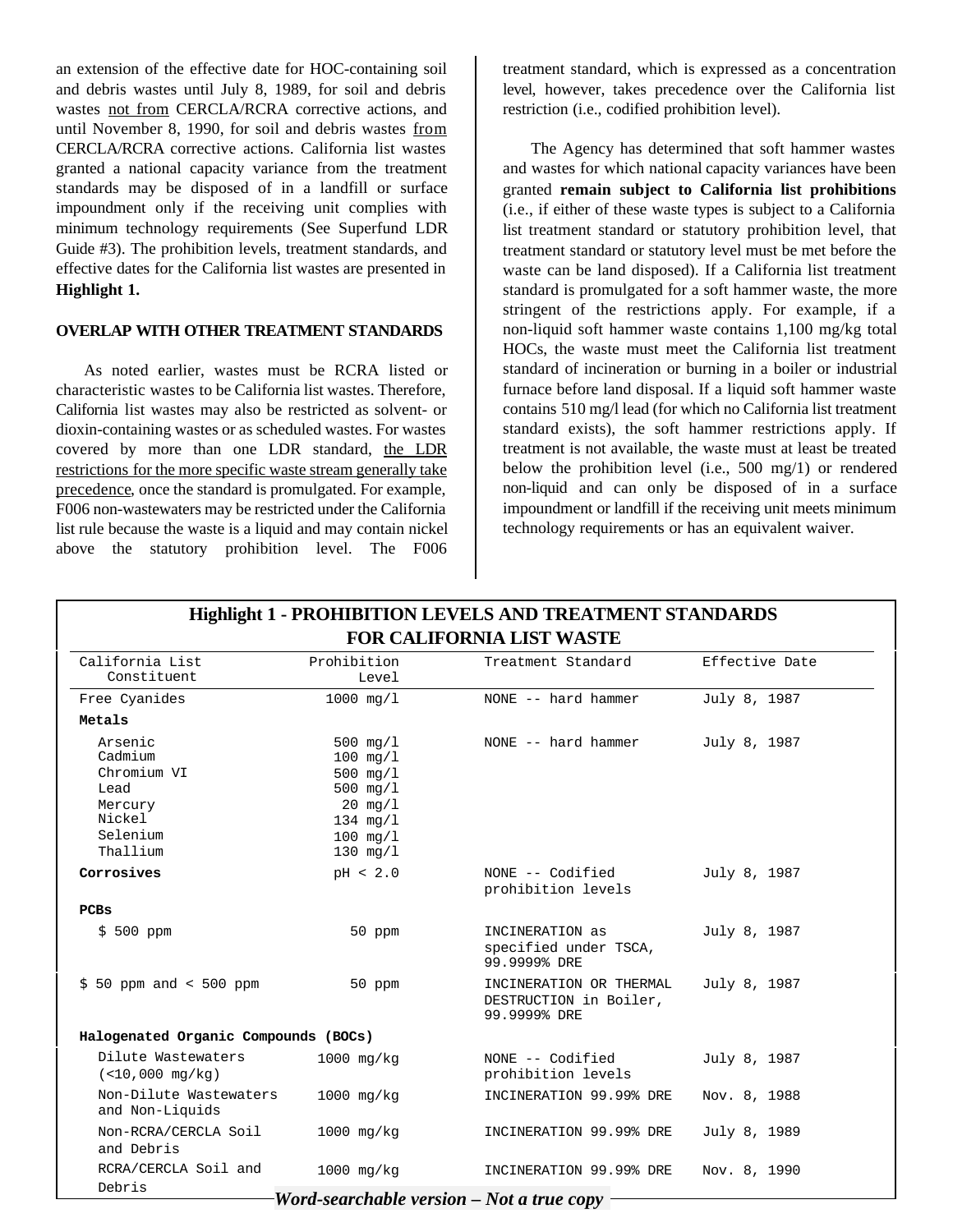an extension of the effective date for HOC-containing soil and debris wastes until July 8, 1989, for soil and debris wastes not from CERCLA/RCRA corrective actions, and until November 8, 1990, for soil and debris wastes from CERCLA/RCRA corrective actions. California list wastes granted a national capacity variance from the treatment standards may be disposed of in a landfill or surface impoundment only if the receiving unit complies with minimum technology requirements (See Superfund LDR Guide #3). The prohibition levels, treatment standards, and effective dates for the California list wastes are presented in **Highlight 1.**

**OVERLAP WITH OTHER TREATMENT STANDARDS**

As noted earlier, wastes must be RCRA listed or characteristic wastes to be California list wastes. Therefore, California list wastes may also be restricted as solvent- or dioxin-containing wastes or as scheduled wastes. For wastes covered by more than one LDR standard, the LDR restrictions for the more specific waste stream generally take precedence, once the standard is promulgated. For example, F006 non-wastewaters may be restricted under the California list rule because the waste is a liquid and may contain nickel above the statutory prohibition level. The F006 treatment standard, which is expressed as a concentration level, however, takes precedence over the California list restriction (i.e., codified prohibition level).

The Agency has determined that soft hammer wastes and wastes for which national capacity variances have been granted **remain subject to California list prohibitions** (i.e., if either of these waste types is subject to a California list treatment standard or statutory prohibition level, that treatment standard or statutory level must be met before the waste can be land disposed). If a California list treatment standard is promulgated for a soft hammer waste, the more stringent of the restrictions apply. For example, if a non-liquid soft hammer waste contains 1,100 mg/kg total HOCs, the waste must meet the California list treatment standard of incineration or burning in a boiler or industrial furnace before land disposal. If a liquid soft hammer waste contains 510 mg/l lead (for which no California list treatment standard exists), the soft hammer restrictions apply. If treatment is not available, the waste must at least be treated below the prohibition level (i.e., 500 mg/1) or rendered non-liquid and can only be disposed of in a surface impoundment or landfill if the receiving unit meets minimum technology requirements or has an equivalent waiver.

**Highlight 1 - PROHIBITION LEVELS AND TREATMENT STANDARDS FOR CALIFORNIA LIST WASTE**

| California List Constituent | Prohibition Level | Treatment Standard | Effective Date |
|---|---|---|---|
| Free Cyanides | 1000 mg/l | NONE -- hard hammer | July 8, 1987 |
| **Metals** | | | |
| Arsenic | 500 mg/l | NONE -- hard hammer | July 8, 1987 |
| Cadmium | 100 mg/l | | |
| Chromium VI | 500 mg/l | | |
| Lead | 500 mg/l | | |
| Mercury | 20 mg/l | | |
| Nickel | 134 mg/l | | |
| Selenium | 100 mg/l | | |
| Thallium | 130 mg/l | | |
| **Corrosives** | pH < 2.0 | NONE -- Codified prohibition levels | July 8, 1987 |
| **PCBs** | | | |
| $ 500 ppm | 50 ppm | INCINERATION as specified under TSCA, 99.9999% DRE | July 8, 1987 |
| $ 50 ppm and < 500 ppm | 50 ppm | INCINERATION OR THERMAL DESTRUCTION in Boiler, 99.9999% DRE | July 8, 1987 |
| **Halogenated Organic Compounds (BOCs)** | | | |
| Dilute Wastewaters (<10,000 mg/kg) | 1000 mg/kg | NONE -- Codified prohibition levels | July 8, 1987 |
| Non-Dilute Wastewaters and Non-Liquids | 1000 mg/kg | INCINERATION 99.99% DRE | Nov. 8, 1988 |
| Non-RCRA/CERCLA Soil and Debris | 1000 mg/kg | INCINERATION 99.99% DRE | July 8, 1989 |
| RCRA/CERCLA Soil and Debris | 1000 mg/kg | INCINERATION 99.99% DRE | Nov. 8, 1990 |

*Word-searchable version – Not a true copy*